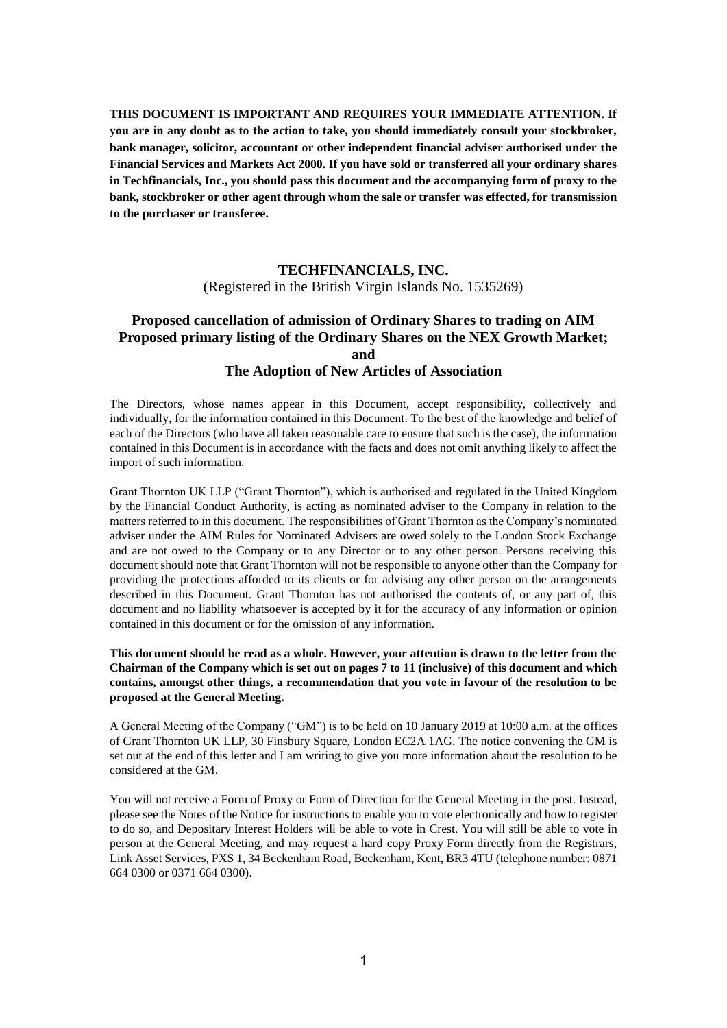**THIS DOCUMENT IS IMPORTANT AND REQUIRES YOUR IMMEDIATE ATTENTION. If you are in any doubt as to the action to take, you should immediately consult your stockbroker, bank manager, solicitor, accountant or other independent financial adviser authorised under the Financial Services and Markets Act 2000. If you have sold or transferred all your ordinary shares in Techfinancials, Inc., you should pass this document and the accompanying form of proxy to the bank, stockbroker or other agent through whom the sale or transfer was effected, for transmission to the purchaser or transferee.**

# TECHFINANCIALS, INC.

(Registered in the British Virgin Islands No. 1535269)

## Proposed cancellation of admission of Ordinary Shares to trading on AIM
## Proposed primary listing of the Ordinary Shares on the NEX Growth Market;
## and
## The Adoption of New Articles of Association

The Directors, whose names appear in this Document, accept responsibility, collectively and individually, for the information contained in this Document. To the best of the knowledge and belief of each of the Directors (who have all taken reasonable care to ensure that such is the case), the information contained in this Document is in accordance with the facts and does not omit anything likely to affect the import of such information.

Grant Thornton UK LLP ("Grant Thornton"), which is authorised and regulated in the United Kingdom by the Financial Conduct Authority, is acting as nominated adviser to the Company in relation to the matters referred to in this document. The responsibilities of Grant Thornton as the Company's nominated adviser under the AIM Rules for Nominated Advisers are owed solely to the London Stock Exchange and are not owed to the Company or to any Director or to any other person. Persons receiving this document should note that Grant Thornton will not be responsible to anyone other than the Company for providing the protections afforded to its clients or for advising any other person on the arrangements described in this Document. Grant Thornton has not authorised the contents of, or any part of, this document and no liability whatsoever is accepted by it for the accuracy of any information or opinion contained in this document or for the omission of any information.

**This document should be read as a whole. However, your attention is drawn to the letter from the Chairman of the Company which is set out on pages 7 to 11 (inclusive) of this document and which contains, amongst other things, a recommendation that you vote in favour of the resolution to be proposed at the General Meeting.**

A General Meeting of the Company ("GM") is to be held on 10 January 2019 at 10:00 a.m. at the offices of Grant Thornton UK LLP, 30 Finsbury Square, London EC2A 1AG. The notice convening the GM is set out at the end of this letter and I am writing to give you more information about the resolution to be considered at the GM.

You will not receive a Form of Proxy or Form of Direction for the General Meeting in the post. Instead, please see the Notes of the Notice for instructions to enable you to vote electronically and how to register to do so, and Depositary Interest Holders will be able to vote in Crest. You will still be able to vote in person at the General Meeting, and may request a hard copy Proxy Form directly from the Registrars, Link Asset Services, PXS 1, 34 Beckenham Road, Beckenham, Kent, BR3 4TU (telephone number: 0871 664 0300 or 0371 664 0300).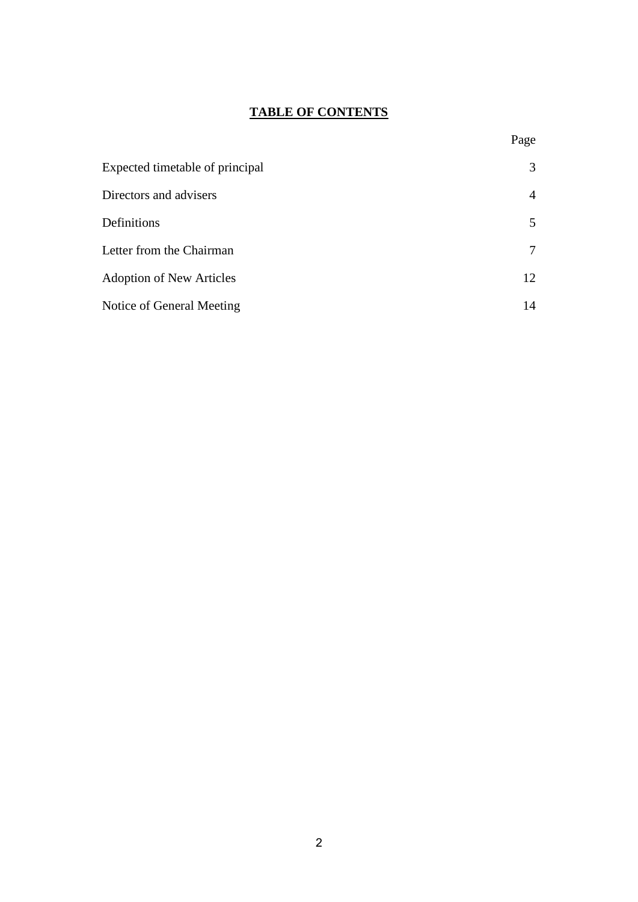## **TABLE OF CONTENTS**

| | Page |
|---|---|
| Expected timetable of principal | 3 |
| Directors and advisers | 4 |
| Definitions | 5 |
| Letter from the Chairman | 7 |
| Adoption of New Articles | 12 |
| Notice of General Meeting | 14 |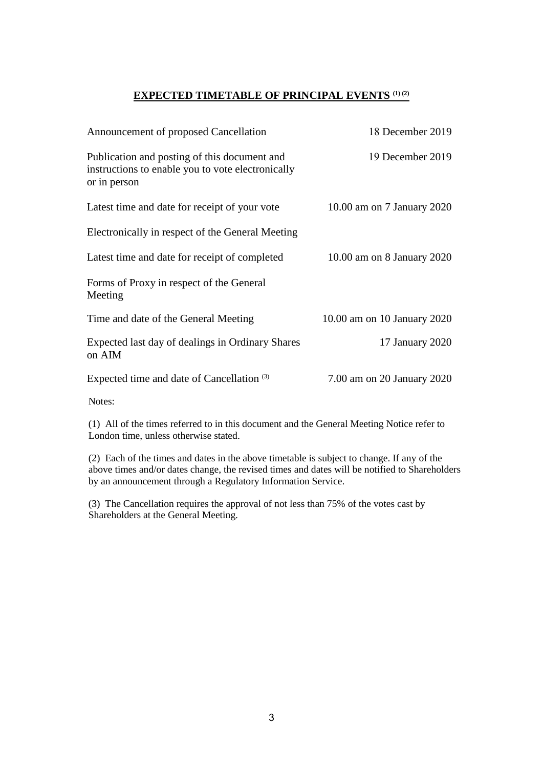## EXPECTED TIMETABLE OF PRINCIPAL EVENTS [(1) (2)]

| | |
|---|---|
| Announcement of proposed Cancellation | 18 December 2019 |
| Publication and posting of this document and instructions to enable you to vote electronically or in person | 19 December 2019 |
| Latest time and date for receipt of your vote | 10.00 am on 7 January 2020 |
| Electronically in respect of the General Meeting | |
| Latest time and date for receipt of completed | 10.00 am on 8 January 2020 |
| Forms of Proxy in respect of the General Meeting | |
| Time and date of the General Meeting | 10.00 am on 10 January 2020 |
| Expected last day of dealings in Ordinary Shares on AIM | 17 January 2020 |
| Expected time and date of Cancellation [(3)] | 7.00 am on 20 January 2020 |

Notes:

(1) All of the times referred to in this document and the General Meeting Notice refer to London time, unless otherwise stated.

(2) Each of the times and dates in the above timetable is subject to change. If any of the above times and/or dates change, the revised times and dates will be notified to Shareholders by an announcement through a Regulatory Information Service.

(3) The Cancellation requires the approval of not less than 75% of the votes cast by Shareholders at the General Meeting.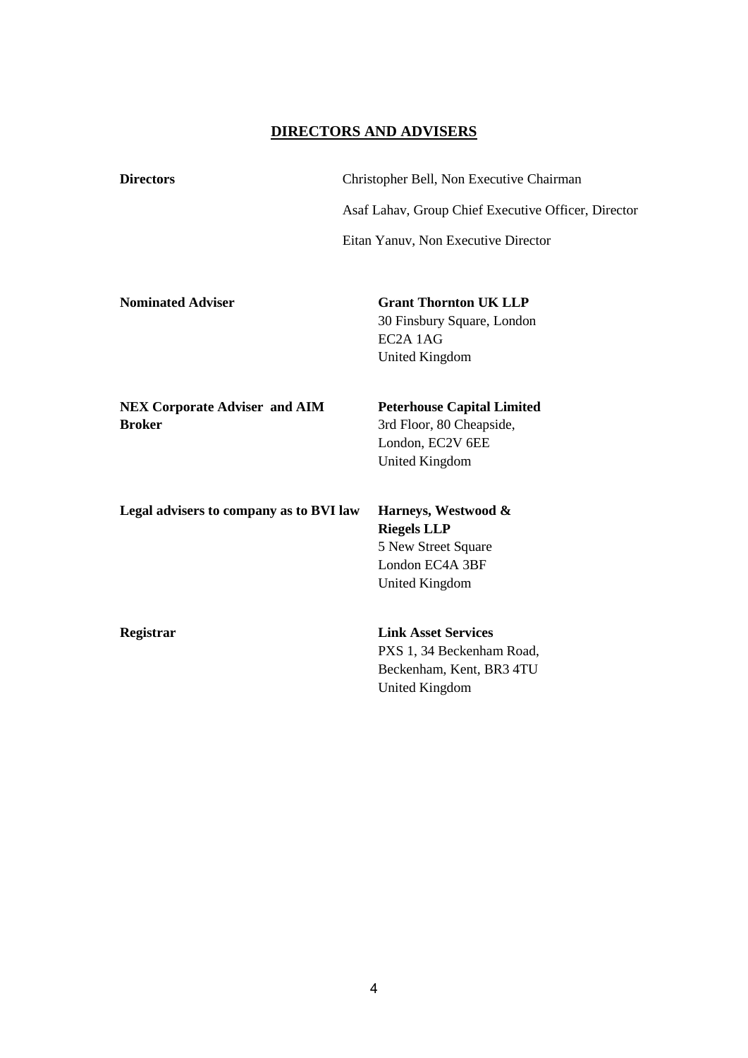## DIRECTORS AND ADVISERS

| | |
|---|---|
| **Directors** | Christopher Bell, Non Executive Chairman<br>Asaf Lahav, Group Chief Executive Officer, Director<br>Eitan Yanuv, Non Executive Director |
| **Nominated Adviser** | **Grant Thornton UK LLP**<br>30 Finsbury Square, London<br>EC2A 1AG<br>United Kingdom |
| **NEX Corporate Adviser and AIM Broker** | **Peterhouse Capital Limited**<br>3rd Floor, 80 Cheapside,<br>London, EC2V 6EE<br>United Kingdom |
| **Legal advisers to company as to BVI law** | **Harneys, Westwood & Riegels LLP**<br>5 New Street Square<br>London EC4A 3BF<br>United Kingdom |
| **Registrar** | **Link Asset Services**<br>PXS 1, 34 Beckenham Road,<br>Beckenham, Kent, BR3 4TU<br>United Kingdom |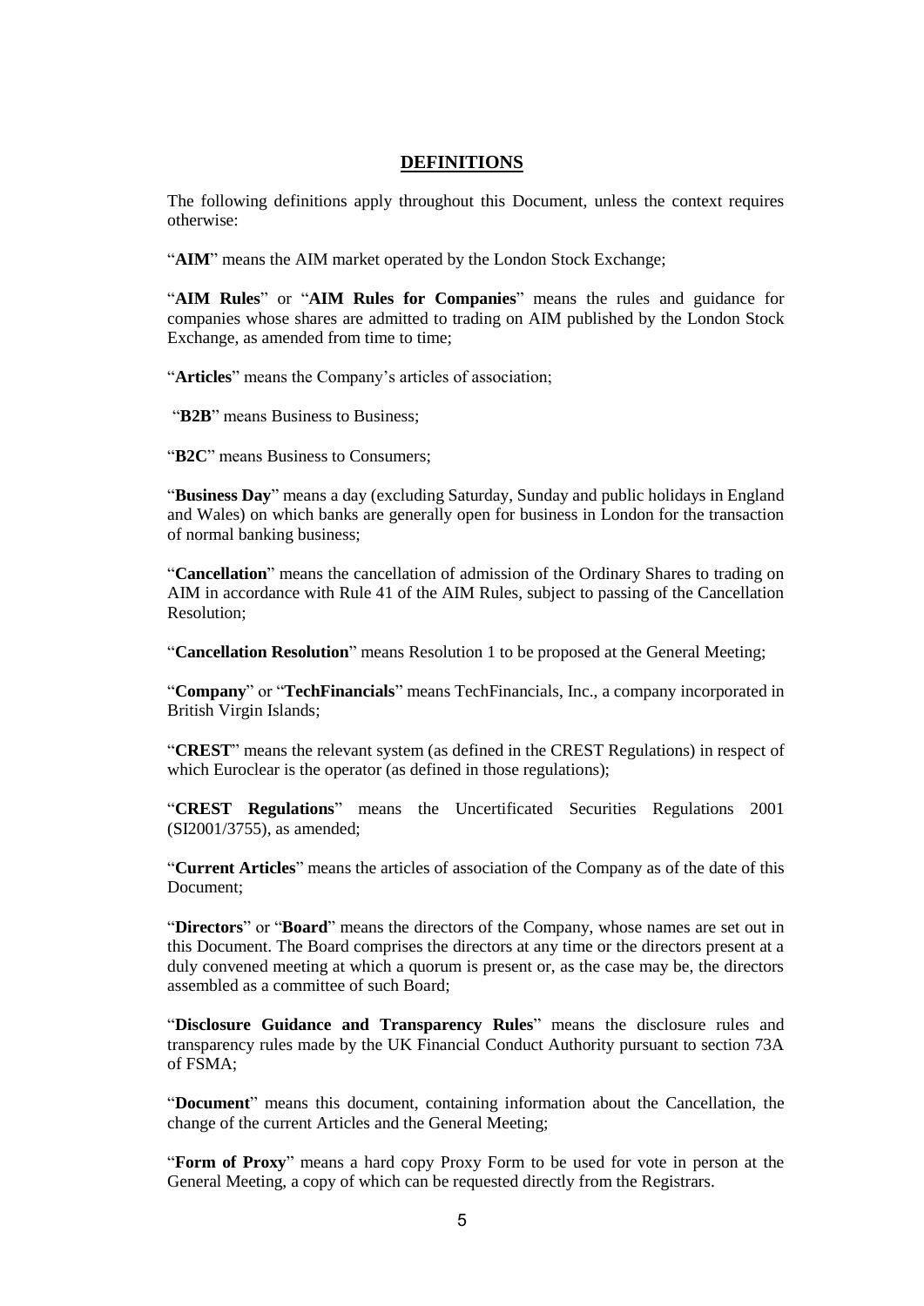## DEFINITIONS

The following definitions apply throughout this Document, unless the context requires otherwise:

"**AIM**" means the AIM market operated by the London Stock Exchange;

"**AIM Rules**" or "**AIM Rules for Companies**" means the rules and guidance for companies whose shares are admitted to trading on AIM published by the London Stock Exchange, as amended from time to time;

"**Articles**" means the Company's articles of association;

"**B2B**" means Business to Business;

"**B2C**" means Business to Consumers;

"**Business Day**" means a day (excluding Saturday, Sunday and public holidays in England and Wales) on which banks are generally open for business in London for the transaction of normal banking business;

"**Cancellation**" means the cancellation of admission of the Ordinary Shares to trading on AIM in accordance with Rule 41 of the AIM Rules, subject to passing of the Cancellation Resolution;

"**Cancellation Resolution**" means Resolution 1 to be proposed at the General Meeting;

"**Company**" or "**TechFinancials**" means TechFinancials, Inc., a company incorporated in British Virgin Islands;

"**CREST**" means the relevant system (as defined in the CREST Regulations) in respect of which Euroclear is the operator (as defined in those regulations);

"**CREST Regulations**" means the Uncertificated Securities Regulations 2001 (SI2001/3755), as amended;

"**Current Articles**" means the articles of association of the Company as of the date of this Document;

"**Directors**" or "**Board**" means the directors of the Company, whose names are set out in this Document. The Board comprises the directors at any time or the directors present at a duly convened meeting at which a quorum is present or, as the case may be, the directors assembled as a committee of such Board;

"**Disclosure Guidance and Transparency Rules**" means the disclosure rules and transparency rules made by the UK Financial Conduct Authority pursuant to section 73A of FSMA;

"**Document**" means this document, containing information about the Cancellation, the change of the current Articles and the General Meeting;

"**Form of Proxy**" means a hard copy Proxy Form to be used for vote in person at the General Meeting, a copy of which can be requested directly from the Registrars.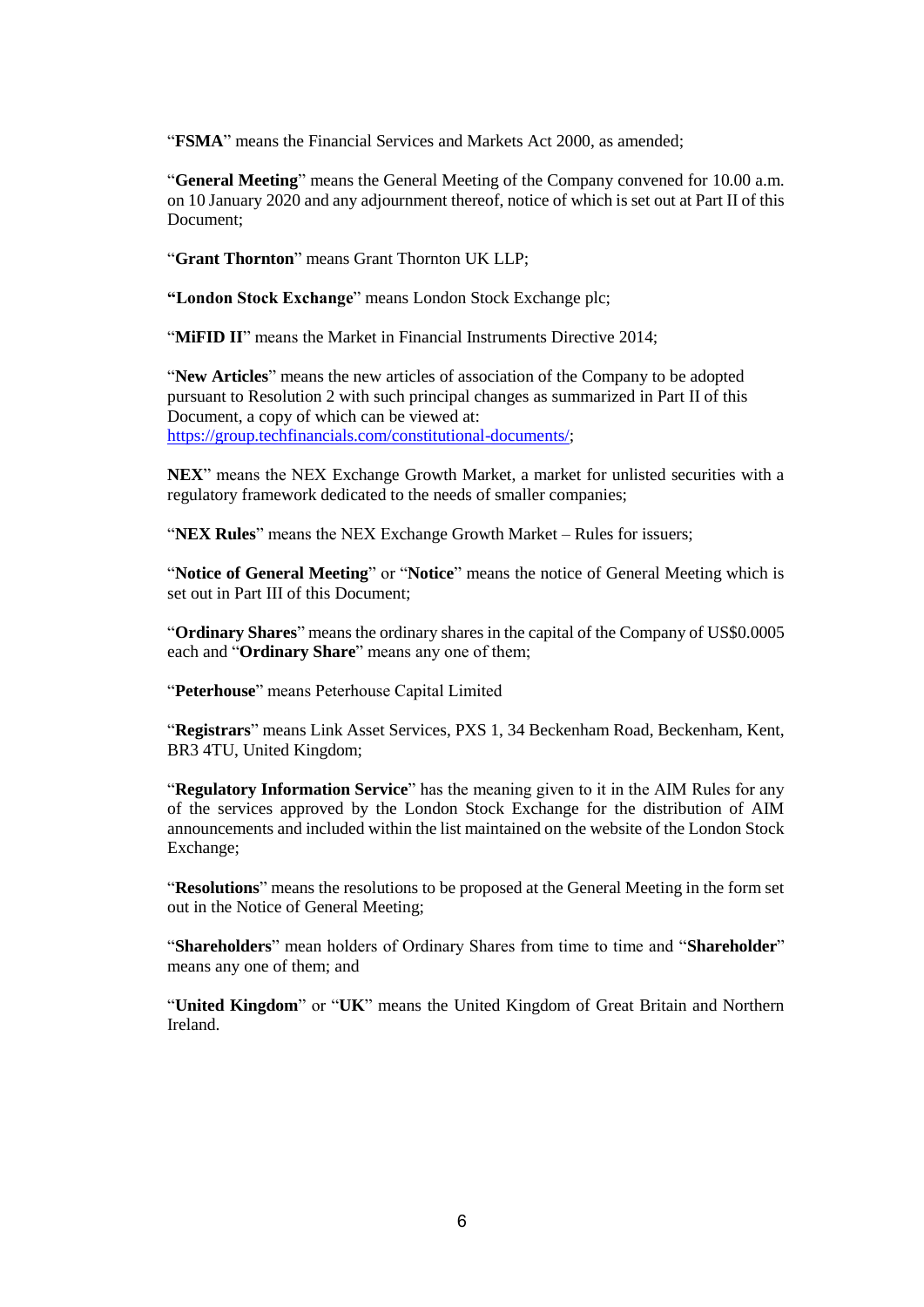"**FSMA**" means the Financial Services and Markets Act 2000, as amended;

"**General Meeting**" means the General Meeting of the Company convened for 10.00 a.m. on 10 January 2020 and any adjournment thereof, notice of which is set out at Part II of this Document;

"**Grant Thornton**" means Grant Thornton UK LLP;

**"London Stock Exchange**" means London Stock Exchange plc;

"**MiFID II**" means the Market in Financial Instruments Directive 2014;

"**New Articles**" means the new articles of association of the Company to be adopted pursuant to Resolution 2 with such principal changes as summarized in Part II of this Document, a copy of which can be viewed at: https://group.techfinancials.com/constitutional-documents/;

**NEX**" means the NEX Exchange Growth Market, a market for unlisted securities with a regulatory framework dedicated to the needs of smaller companies;

"**NEX Rules**" means the NEX Exchange Growth Market – Rules for issuers;

"**Notice of General Meeting**" or "**Notice**" means the notice of General Meeting which is set out in Part III of this Document;

"**Ordinary Shares**" means the ordinary shares in the capital of the Company of US$0.0005 each and "**Ordinary Share**" means any one of them;

"**Peterhouse**" means Peterhouse Capital Limited

"**Registrars**" means Link Asset Services, PXS 1, 34 Beckenham Road, Beckenham, Kent, BR3 4TU, United Kingdom;

"**Regulatory Information Service**" has the meaning given to it in the AIM Rules for any of the services approved by the London Stock Exchange for the distribution of AIM announcements and included within the list maintained on the website of the London Stock Exchange;

"**Resolutions**" means the resolutions to be proposed at the General Meeting in the form set out in the Notice of General Meeting;

"**Shareholders**" mean holders of Ordinary Shares from time to time and "**Shareholder**" means any one of them; and

"**United Kingdom**" or "**UK**" means the United Kingdom of Great Britain and Northern Ireland.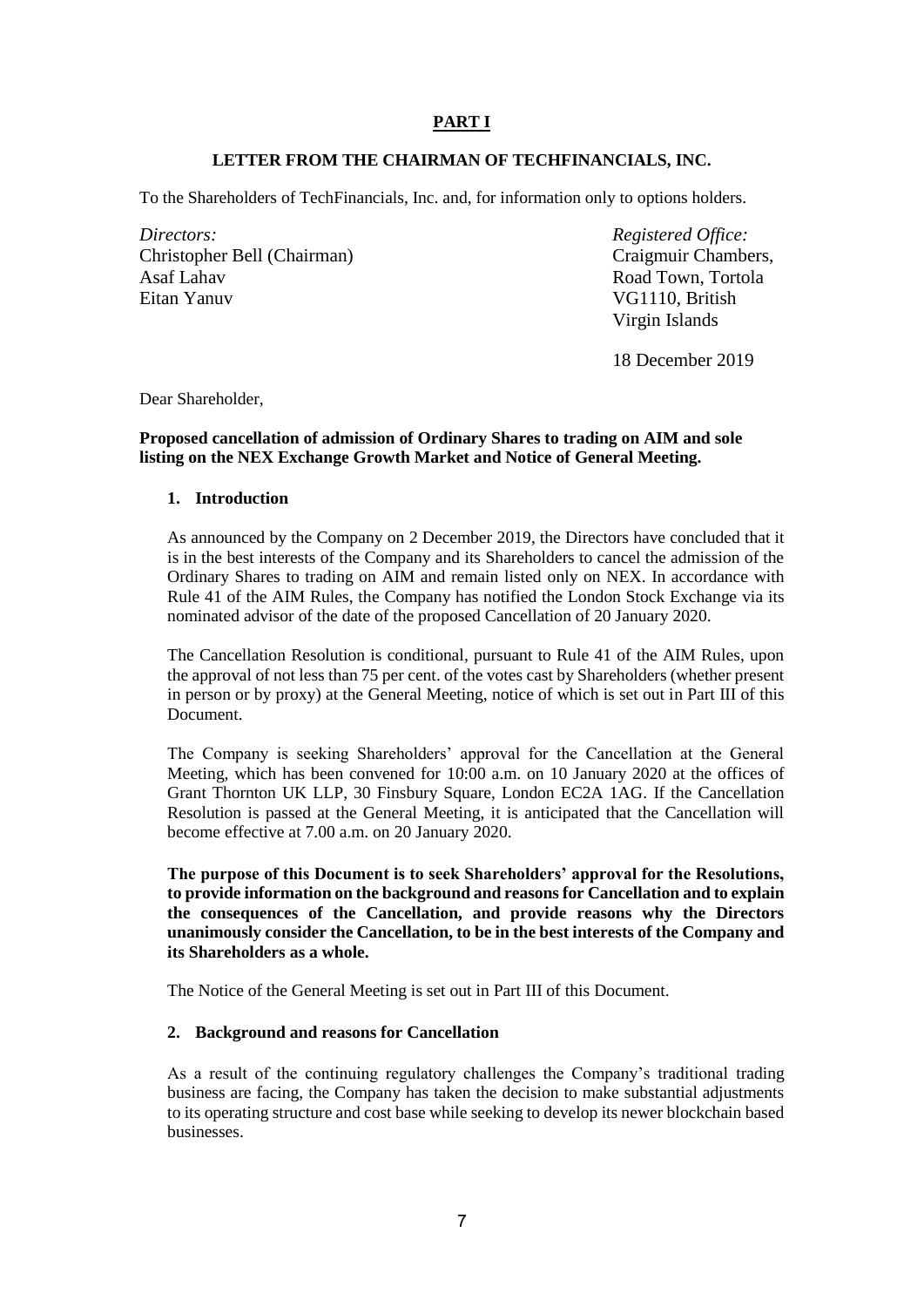# PART I

## LETTER FROM THE CHAIRMAN OF TECHFINANCIALS, INC.

To the Shareholders of TechFinancials, Inc. and, for information only to options holders.

*Directors:*
Christopher Bell (Chairman)
Asaf Lahav
Eitan Yanuv

*Registered Office:*
Craigmuir Chambers,
Road Town, Tortola
VG1110, British
Virgin Islands

18 December 2019

Dear Shareholder,

**Proposed cancellation of admission of Ordinary Shares to trading on AIM and sole listing on the NEX Exchange Growth Market and Notice of General Meeting.**

### 1. Introduction

As announced by the Company on 2 December 2019, the Directors have concluded that it is in the best interests of the Company and its Shareholders to cancel the admission of the Ordinary Shares to trading on AIM and remain listed only on NEX. In accordance with Rule 41 of the AIM Rules, the Company has notified the London Stock Exchange via its nominated advisor of the date of the proposed Cancellation of 20 January 2020.

The Cancellation Resolution is conditional, pursuant to Rule 41 of the AIM Rules, upon the approval of not less than 75 per cent. of the votes cast by Shareholders (whether present in person or by proxy) at the General Meeting, notice of which is set out in Part III of this Document.

The Company is seeking Shareholders' approval for the Cancellation at the General Meeting, which has been convened for 10:00 a.m. on 10 January 2020 at the offices of Grant Thornton UK LLP, 30 Finsbury Square, London EC2A 1AG. If the Cancellation Resolution is passed at the General Meeting, it is anticipated that the Cancellation will become effective at 7.00 a.m. on 20 January 2020.

**The purpose of this Document is to seek Shareholders' approval for the Resolutions, to provide information on the background and reasons for Cancellation and to explain the consequences of the Cancellation, and provide reasons why the Directors unanimously consider the Cancellation, to be in the best interests of the Company and its Shareholders as a whole.**

The Notice of the General Meeting is set out in Part III of this Document.

### 2. Background and reasons for Cancellation

As a result of the continuing regulatory challenges the Company's traditional trading business are facing, the Company has taken the decision to make substantial adjustments to its operating structure and cost base while seeking to develop its newer blockchain based businesses.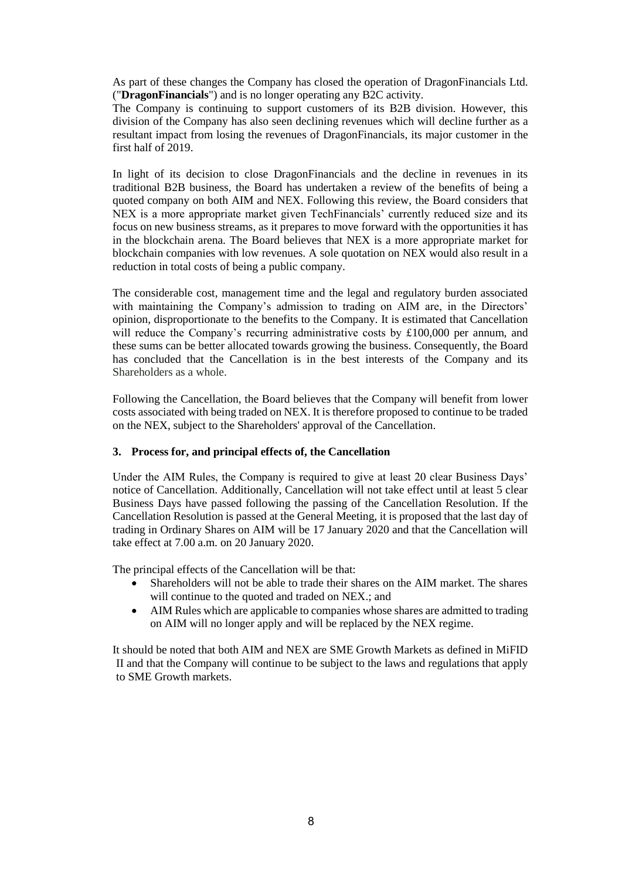As part of these changes the Company has closed the operation of DragonFinancials Ltd. ("**DragonFinancials**") and is no longer operating any B2C activity.

The Company is continuing to support customers of its B2B division. However, this division of the Company has also seen declining revenues which will decline further as a resultant impact from losing the revenues of DragonFinancials, its major customer in the first half of 2019.

In light of its decision to close DragonFinancials and the decline in revenues in its traditional B2B business, the Board has undertaken a review of the benefits of being a quoted company on both AIM and NEX. Following this review, the Board considers that NEX is a more appropriate market given TechFinancials' currently reduced size and its focus on new business streams, as it prepares to move forward with the opportunities it has in the blockchain arena. The Board believes that NEX is a more appropriate market for blockchain companies with low revenues. A sole quotation on NEX would also result in a reduction in total costs of being a public company.

The considerable cost, management time and the legal and regulatory burden associated with maintaining the Company's admission to trading on AIM are, in the Directors' opinion, disproportionate to the benefits to the Company. It is estimated that Cancellation will reduce the Company's recurring administrative costs by £100,000 per annum, and these sums can be better allocated towards growing the business. Consequently, the Board has concluded that the Cancellation is in the best interests of the Company and its Shareholders as a whole.

Following the Cancellation, the Board believes that the Company will benefit from lower costs associated with being traded on NEX. It is therefore proposed to continue to be traded on the NEX, subject to the Shareholders' approval of the Cancellation.

### 3. Process for, and principal effects of, the Cancellation

Under the AIM Rules, the Company is required to give at least 20 clear Business Days' notice of Cancellation. Additionally, Cancellation will not take effect until at least 5 clear Business Days have passed following the passing of the Cancellation Resolution. If the Cancellation Resolution is passed at the General Meeting, it is proposed that the last day of trading in Ordinary Shares on AIM will be 17 January 2020 and that the Cancellation will take effect at 7.00 a.m. on 20 January 2020.

The principal effects of the Cancellation will be that:

- Shareholders will not be able to trade their shares on the AIM market. The shares will continue to the quoted and traded on NEX.; and
- AIM Rules which are applicable to companies whose shares are admitted to trading on AIM will no longer apply and will be replaced by the NEX regime.

It should be noted that both AIM and NEX are SME Growth Markets as defined in MiFID II and that the Company will continue to be subject to the laws and regulations that apply to SME Growth markets.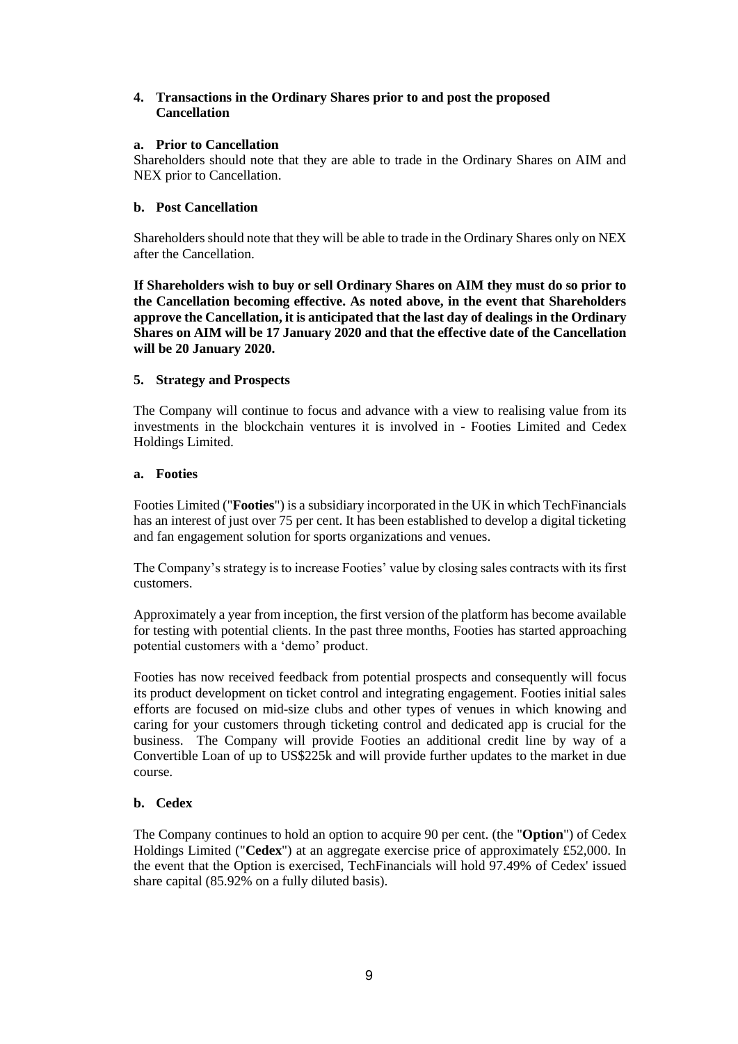## 4. Transactions in the Ordinary Shares prior to and post the proposed Cancellation

### a. Prior to Cancellation

Shareholders should note that they are able to trade in the Ordinary Shares on AIM and NEX prior to Cancellation.

### b. Post Cancellation

Shareholders should note that they will be able to trade in the Ordinary Shares only on NEX after the Cancellation.

**If Shareholders wish to buy or sell Ordinary Shares on AIM they must do so prior to the Cancellation becoming effective. As noted above, in the event that Shareholders approve the Cancellation, it is anticipated that the last day of dealings in the Ordinary Shares on AIM will be 17 January 2020 and that the effective date of the Cancellation will be 20 January 2020.**

## 5. Strategy and Prospects

The Company will continue to focus and advance with a view to realising value from its investments in the blockchain ventures it is involved in - Footies Limited and Cedex Holdings Limited.

### a. Footies

Footies Limited ("**Footies**") is a subsidiary incorporated in the UK in which TechFinancials has an interest of just over 75 per cent. It has been established to develop a digital ticketing and fan engagement solution for sports organizations and venues.

The Company's strategy is to increase Footies' value by closing sales contracts with its first customers.

Approximately a year from inception, the first version of the platform has become available for testing with potential clients. In the past three months, Footies has started approaching potential customers with a 'demo' product.

Footies has now received feedback from potential prospects and consequently will focus its product development on ticket control and integrating engagement. Footies initial sales efforts are focused on mid-size clubs and other types of venues in which knowing and caring for your customers through ticketing control and dedicated app is crucial for the business. The Company will provide Footies an additional credit line by way of a Convertible Loan of up to US$225k and will provide further updates to the market in due course.

### b. Cedex

The Company continues to hold an option to acquire 90 per cent. (the "**Option**") of Cedex Holdings Limited ("**Cedex**") at an aggregate exercise price of approximately £52,000. In the event that the Option is exercised, TechFinancials will hold 97.49% of Cedex' issued share capital (85.92% on a fully diluted basis).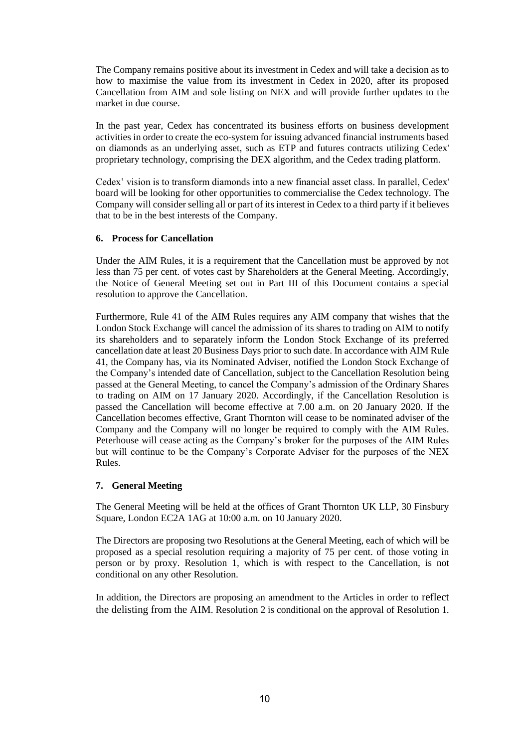The Company remains positive about its investment in Cedex and will take a decision as to how to maximise the value from its investment in Cedex in 2020, after its proposed Cancellation from AIM and sole listing on NEX and will provide further updates to the market in due course.

In the past year, Cedex has concentrated its business efforts on business development activities in order to create the eco-system for issuing advanced financial instruments based on diamonds as an underlying asset, such as ETP and futures contracts utilizing Cedex' proprietary technology, comprising the DEX algorithm, and the Cedex trading platform.

Cedex' vision is to transform diamonds into a new financial asset class. In parallel, Cedex' board will be looking for other opportunities to commercialise the Cedex technology. The Company will consider selling all or part of its interest in Cedex to a third party if it believes that to be in the best interests of the Company.

### 6. Process for Cancellation

Under the AIM Rules, it is a requirement that the Cancellation must be approved by not less than 75 per cent. of votes cast by Shareholders at the General Meeting. Accordingly, the Notice of General Meeting set out in Part III of this Document contains a special resolution to approve the Cancellation.

Furthermore, Rule 41 of the AIM Rules requires any AIM company that wishes that the London Stock Exchange will cancel the admission of its shares to trading on AIM to notify its shareholders and to separately inform the London Stock Exchange of its preferred cancellation date at least 20 Business Days prior to such date. In accordance with AIM Rule 41, the Company has, via its Nominated Adviser, notified the London Stock Exchange of the Company's intended date of Cancellation, subject to the Cancellation Resolution being passed at the General Meeting, to cancel the Company's admission of the Ordinary Shares to trading on AIM on 17 January 2020. Accordingly, if the Cancellation Resolution is passed the Cancellation will become effective at 7.00 a.m. on 20 January 2020. If the Cancellation becomes effective, Grant Thornton will cease to be nominated adviser of the Company and the Company will no longer be required to comply with the AIM Rules. Peterhouse will cease acting as the Company's broker for the purposes of the AIM Rules but will continue to be the Company's Corporate Adviser for the purposes of the NEX Rules.

### 7. General Meeting

The General Meeting will be held at the offices of Grant Thornton UK LLP, 30 Finsbury Square, London EC2A 1AG at 10:00 a.m. on 10 January 2020.

The Directors are proposing two Resolutions at the General Meeting, each of which will be proposed as a special resolution requiring a majority of 75 per cent. of those voting in person or by proxy. Resolution 1, which is with respect to the Cancellation, is not conditional on any other Resolution.

In addition, the Directors are proposing an amendment to the Articles in order to reflect the delisting from the AIM. Resolution 2 is conditional on the approval of Resolution 1.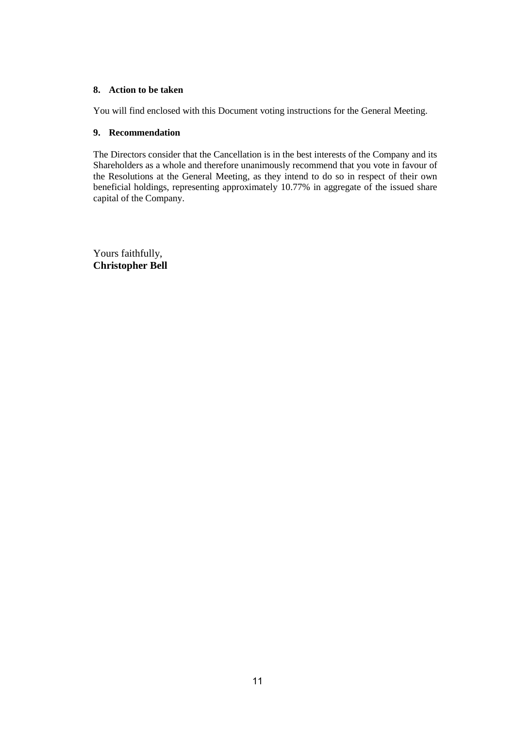**8. Action to be taken**

You will find enclosed with this Document voting instructions for the General Meeting.

**9. Recommendation**

The Directors consider that the Cancellation is in the best interests of the Company and its Shareholders as a whole and therefore unanimously recommend that you vote in favour of the Resolutions at the General Meeting, as they intend to do so in respect of their own beneficial holdings, representing approximately 10.77% in aggregate of the issued share capital of the Company.

Yours faithfully,
**Christopher Bell**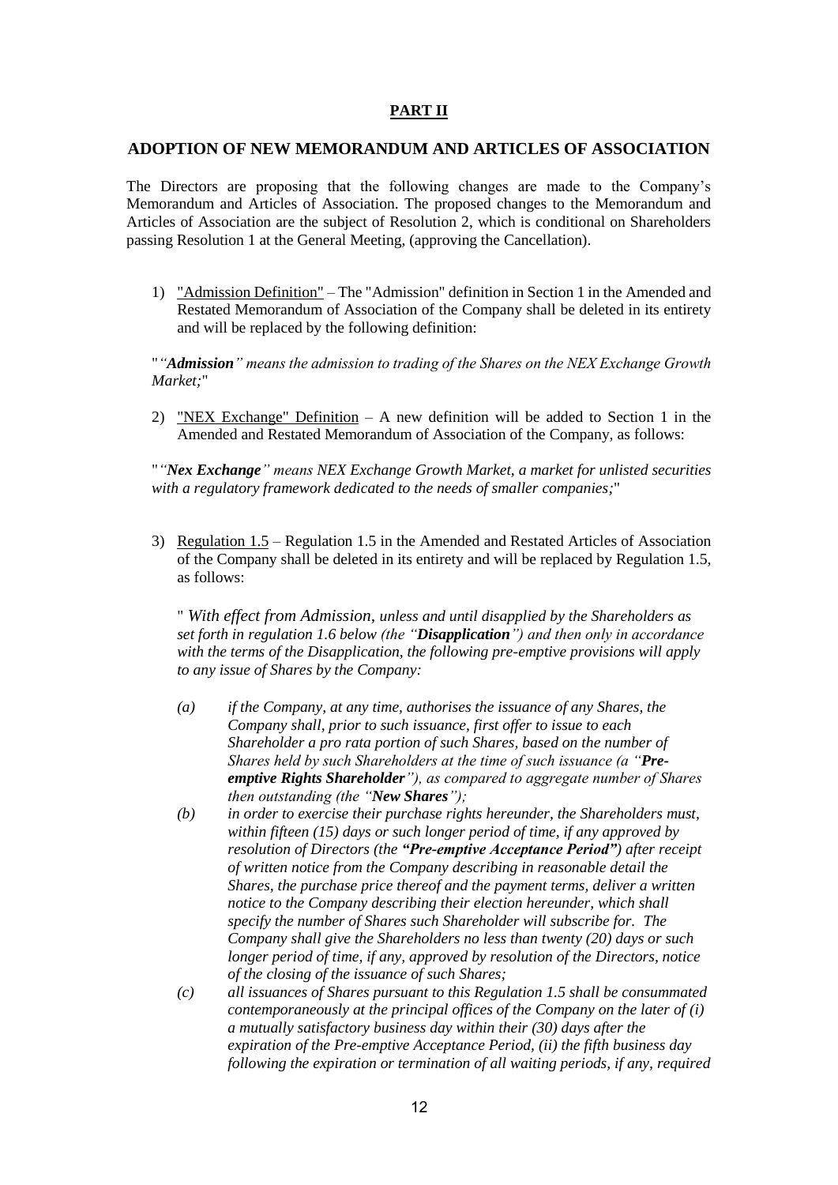# PART II

## ADOPTION OF NEW MEMORANDUM AND ARTICLES OF ASSOCIATION

The Directors are proposing that the following changes are made to the Company's Memorandum and Articles of Association. The proposed changes to the Memorandum and Articles of Association are the subject of Resolution 2, which is conditional on Shareholders passing Resolution 1 at the General Meeting, (approving the Cancellation).

1) "Admission Definition" – The "Admission" definition in Section 1 in the Amended and Restated Memorandum of Association of the Company shall be deleted in its entirety and will be replaced by the following definition:

"*"**Admission**" means the admission to trading of the Shares on the NEX Exchange Growth Market;*"

2) "NEX Exchange" Definition – A new definition will be added to Section 1 in the Amended and Restated Memorandum of Association of the Company, as follows:

"*"**Nex Exchange**" means NEX Exchange Growth Market, a market for unlisted securities with a regulatory framework dedicated to the needs of smaller companies;*"

3) Regulation 1.5 – Regulation 1.5 in the Amended and Restated Articles of Association of the Company shall be deleted in its entirety and will be replaced by Regulation 1.5, as follows:

" *With effect from Admission, unless and until disapplied by the Shareholders as set forth in regulation 1.6 below (the "**Disapplication**") and then only in accordance with the terms of the Disapplication, the following pre-emptive provisions will apply to any issue of Shares by the Company:*

*(a) if the Company, at any time, authorises the issuance of any Shares, the Company shall, prior to such issuance, first offer to issue to each Shareholder a pro rata portion of such Shares, based on the number of Shares held by such Shareholders at the time of such issuance (a "**Pre-emptive Rights Shareholder**"), as compared to aggregate number of Shares then outstanding (the "**New Shares**");*

*(b) in order to exercise their purchase rights hereunder, the Shareholders must, within fifteen (15) days or such longer period of time, if any approved by resolution of Directors (the **"Pre-emptive Acceptance Period"**) after receipt of written notice from the Company describing in reasonable detail the Shares, the purchase price thereof and the payment terms, deliver a written notice to the Company describing their election hereunder, which shall specify the number of Shares such Shareholder will subscribe for. The Company shall give the Shareholders no less than twenty (20) days or such longer period of time, if any, approved by resolution of the Directors, notice of the closing of the issuance of such Shares;*

*(c) all issuances of Shares pursuant to this Regulation 1.5 shall be consummated contemporaneously at the principal offices of the Company on the later of (i) a mutually satisfactory business day within their (30) days after the expiration of the Pre-emptive Acceptance Period, (ii) the fifth business day following the expiration or termination of all waiting periods, if any, required*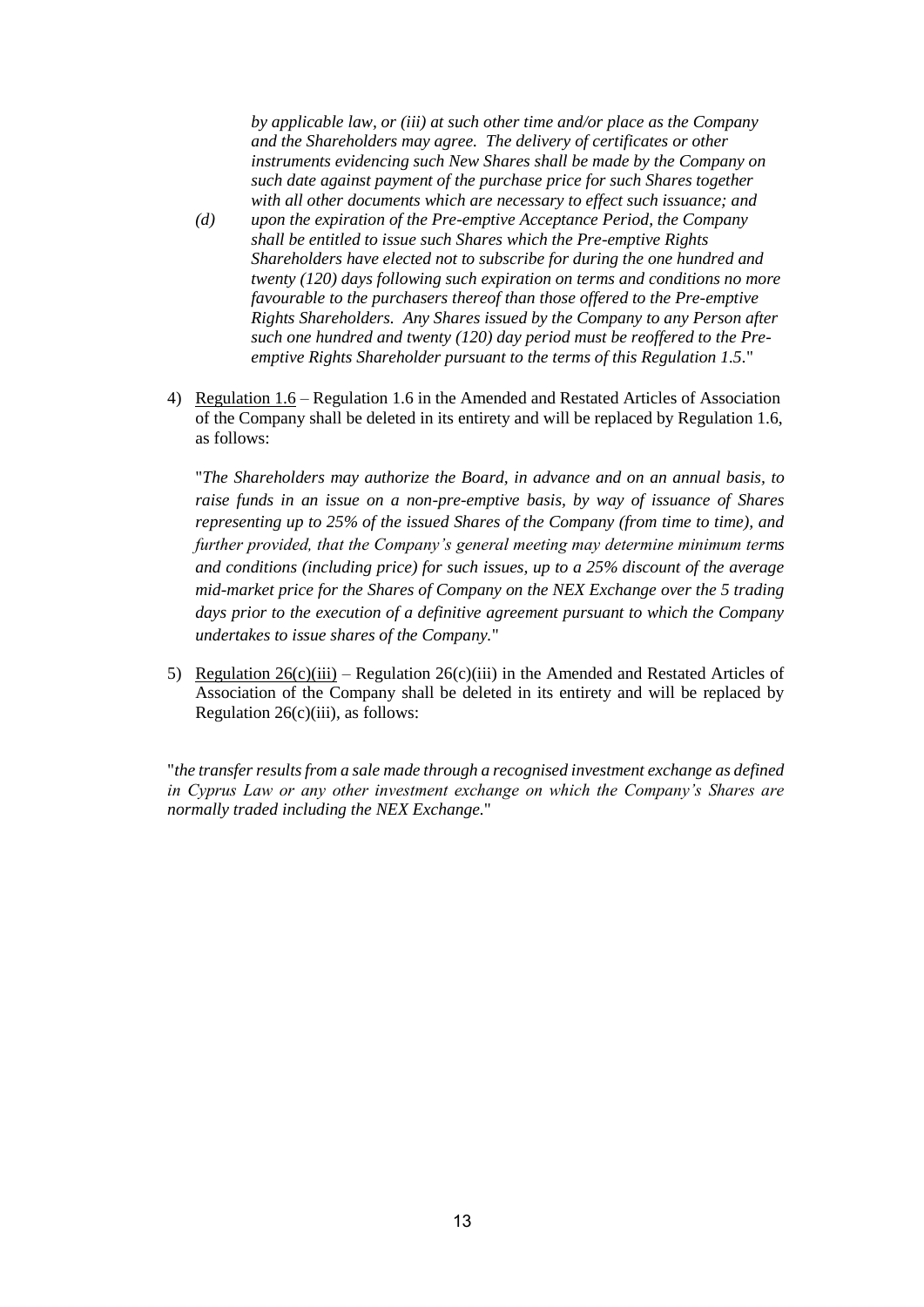*by applicable law, or (iii) at such other time and/or place as the Company and the Shareholders may agree. The delivery of certificates or other instruments evidencing such New Shares shall be made by the Company on such date against payment of the purchase price for such Shares together with all other documents which are necessary to effect such issuance; and*

*(d) upon the expiration of the Pre-emptive Acceptance Period, the Company shall be entitled to issue such Shares which the Pre-emptive Rights Shareholders have elected not to subscribe for during the one hundred and twenty (120) days following such expiration on terms and conditions no more favourable to the purchasers thereof than those offered to the Pre-emptive Rights Shareholders. Any Shares issued by the Company to any Person after such one hundred and twenty (120) day period must be reoffered to the Pre-emptive Rights Shareholder pursuant to the terms of this Regulation 1.5*."

4) Regulation 1.6 – Regulation 1.6 in the Amended and Restated Articles of Association of the Company shall be deleted in its entirety and will be replaced by Regulation 1.6, as follows:

"*The Shareholders may authorize the Board, in advance and on an annual basis, to raise funds in an issue on a non-pre-emptive basis, by way of issuance of Shares representing up to 25% of the issued Shares of the Company (from time to time), and further provided, that the Company's general meeting may determine minimum terms and conditions (including price) for such issues, up to a 25% discount of the average mid-market price for the Shares of Company on the NEX Exchange over the 5 trading days prior to the execution of a definitive agreement pursuant to which the Company undertakes to issue shares of the Company.*"

5) Regulation 26(c)(iii) – Regulation 26(c)(iii) in the Amended and Restated Articles of Association of the Company shall be deleted in its entirety and will be replaced by Regulation 26(c)(iii), as follows:

"*the transfer results from a sale made through a recognised investment exchange as defined in Cyprus Law or any other investment exchange on which the Company's Shares are normally traded including the NEX Exchange.*"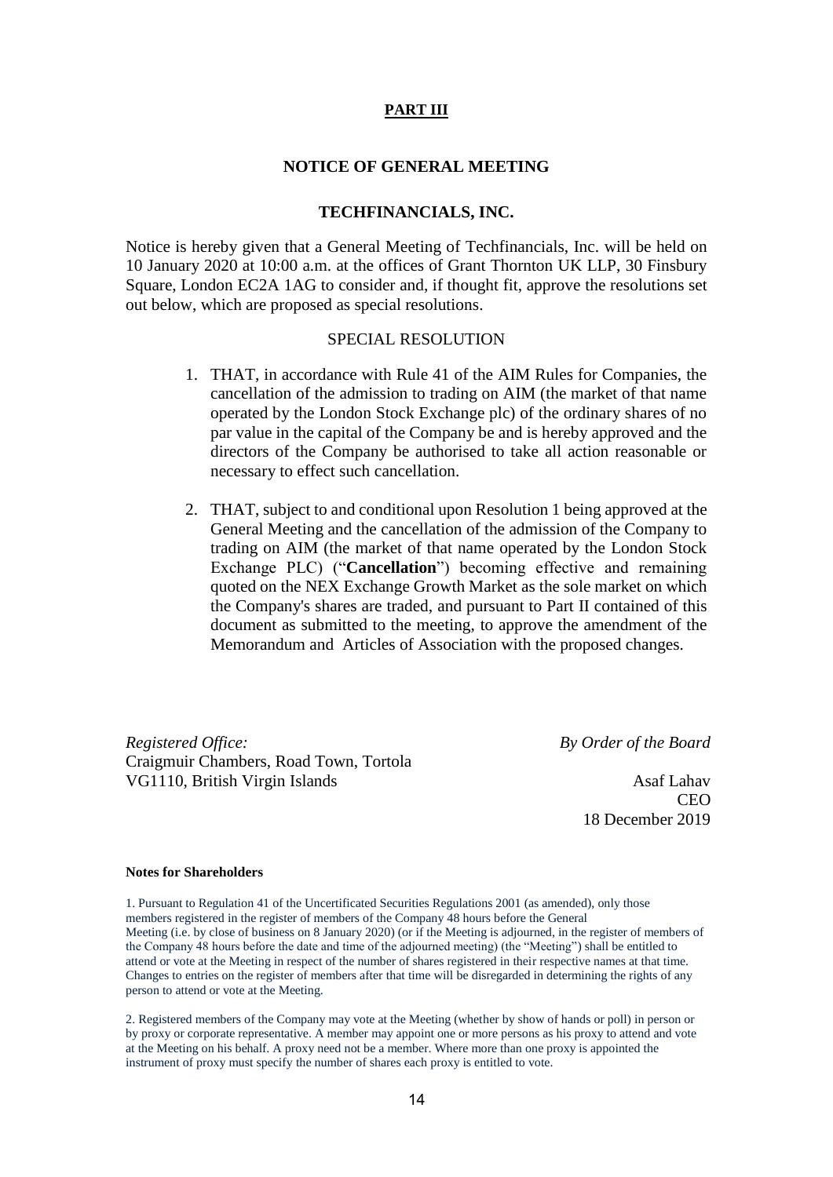**PART III**

**NOTICE OF GENERAL MEETING**

**TECHFINANCIALS, INC.**

Notice is hereby given that a General Meeting of Techfinancials, Inc. will be held on 10 January 2020 at 10:00 a.m. at the offices of Grant Thornton UK LLP, 30 Finsbury Square, London EC2A 1AG to consider and, if thought fit, approve the resolutions set out below, which are proposed as special resolutions.

SPECIAL RESOLUTION

1. THAT, in accordance with Rule 41 of the AIM Rules for Companies, the cancellation of the admission to trading on AIM (the market of that name operated by the London Stock Exchange plc) of the ordinary shares of no par value in the capital of the Company be and is hereby approved and the directors of the Company be authorised to take all action reasonable or necessary to effect such cancellation.

2. THAT, subject to and conditional upon Resolution 1 being approved at the General Meeting and the cancellation of the admission of the Company to trading on AIM (the market of that name operated by the London Stock Exchange PLC) ("**Cancellation**") becoming effective and remaining quoted on the NEX Exchange Growth Market as the sole market on which the Company's shares are traded, and pursuant to Part II contained of this document as submitted to the meeting, to approve the amendment of the Memorandum and Articles of Association with the proposed changes.

*Registered Office:*
Craigmuir Chambers, Road Town, Tortola
VG1110, British Virgin Islands

*By Order of the Board*

Asaf Lahav
CEO
18 December 2019

**Notes for Shareholders**

1. Pursuant to Regulation 41 of the Uncertificated Securities Regulations 2001 (as amended), only those members registered in the register of members of the Company 48 hours before the General Meeting (i.e. by close of business on 8 January 2020) (or if the Meeting is adjourned, in the register of members of the Company 48 hours before the date and time of the adjourned meeting) (the "Meeting") shall be entitled to attend or vote at the Meeting in respect of the number of shares registered in their respective names at that time. Changes to entries on the register of members after that time will be disregarded in determining the rights of any person to attend or vote at the Meeting.

2. Registered members of the Company may vote at the Meeting (whether by show of hands or poll) in person or by proxy or corporate representative. A member may appoint one or more persons as his proxy to attend and vote at the Meeting on his behalf. A proxy need not be a member. Where more than one proxy is appointed the instrument of proxy must specify the number of shares each proxy is entitled to vote.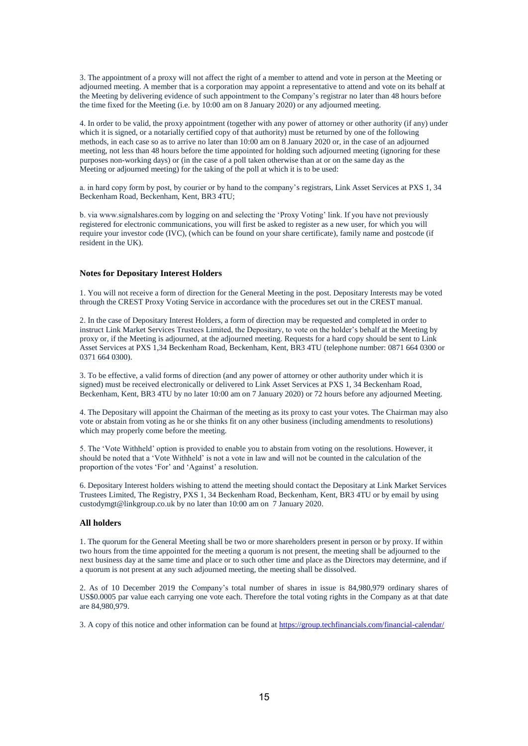3. The appointment of a proxy will not affect the right of a member to attend and vote in person at the Meeting or adjourned meeting. A member that is a corporation may appoint a representative to attend and vote on its behalf at the Meeting by delivering evidence of such appointment to the Company's registrar no later than 48 hours before the time fixed for the Meeting (i.e. by 10:00 am on 8 January 2020) or any adjourned meeting.

4. In order to be valid, the proxy appointment (together with any power of attorney or other authority (if any) under which it is signed, or a notarially certified copy of that authority) must be returned by one of the following methods, in each case so as to arrive no later than 10:00 am on 8 January 2020 or, in the case of an adjourned meeting, not less than 48 hours before the time appointed for holding such adjourned meeting (ignoring for these purposes non-working days) or (in the case of a poll taken otherwise than at or on the same day as the Meeting or adjourned meeting) for the taking of the poll at which it is to be used:

a. in hard copy form by post, by courier or by hand to the company's registrars, Link Asset Services at PXS 1, 34 Beckenham Road, Beckenham, Kent, BR3 4TU;

b. via www.signalshares.com by logging on and selecting the 'Proxy Voting' link. If you have not previously registered for electronic communications, you will first be asked to register as a new user, for which you will require your investor code (IVC), (which can be found on your share certificate), family name and postcode (if resident in the UK).

## Notes for Depositary Interest Holders

1. You will not receive a form of direction for the General Meeting in the post. Depositary Interests may be voted through the CREST Proxy Voting Service in accordance with the procedures set out in the CREST manual.

2. In the case of Depositary Interest Holders, a form of direction may be requested and completed in order to instruct Link Market Services Trustees Limited, the Depositary, to vote on the holder's behalf at the Meeting by proxy or, if the Meeting is adjourned, at the adjourned meeting. Requests for a hard copy should be sent to Link Asset Services at PXS 1,34 Beckenham Road, Beckenham, Kent, BR3 4TU (telephone number: 0871 664 0300 or 0371 664 0300).

3. To be effective, a valid forms of direction (and any power of attorney or other authority under which it is signed) must be received electronically or delivered to Link Asset Services at PXS 1, 34 Beckenham Road, Beckenham, Kent, BR3 4TU by no later 10:00 am on 7 January 2020) or 72 hours before any adjourned Meeting.

4. The Depositary will appoint the Chairman of the meeting as its proxy to cast your votes. The Chairman may also vote or abstain from voting as he or she thinks fit on any other business (including amendments to resolutions) which may properly come before the meeting.

5. The 'Vote Withheld' option is provided to enable you to abstain from voting on the resolutions. However, it should be noted that a 'Vote Withheld' is not a vote in law and will not be counted in the calculation of the proportion of the votes 'For' and 'Against' a resolution.

6. Depositary Interest holders wishing to attend the meeting should contact the Depositary at Link Market Services Trustees Limited, The Registry, PXS 1, 34 Beckenham Road, Beckenham, Kent, BR3 4TU or by email by using custodymgt@linkgroup.co.uk by no later than 10:00 am on 7 January 2020.

## All holders

1. The quorum for the General Meeting shall be two or more shareholders present in person or by proxy. If within two hours from the time appointed for the meeting a quorum is not present, the meeting shall be adjourned to the next business day at the same time and place or to such other time and place as the Directors may determine, and if a quorum is not present at any such adjourned meeting, the meeting shall be dissolved.

2. As of 10 December 2019 the Company's total number of shares in issue is 84,980,979 ordinary shares of US$0.0005 par value each carrying one vote each. Therefore the total voting rights in the Company as at that date are 84,980,979.

3. A copy of this notice and other information can be found at https://group.techfinancials.com/financial-calendar/